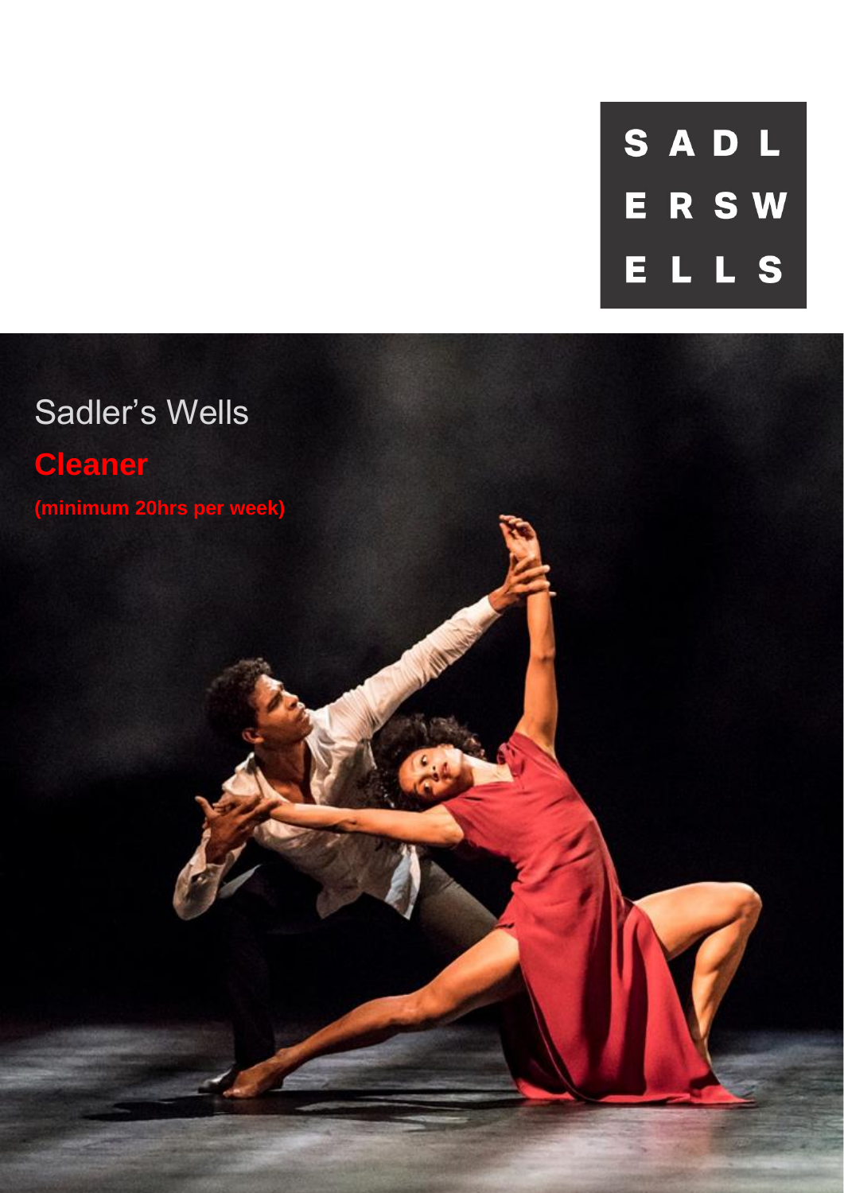SADLERS WELLS

Sadler's Wells

# Cleaner

**(minimum 20hrs per week)**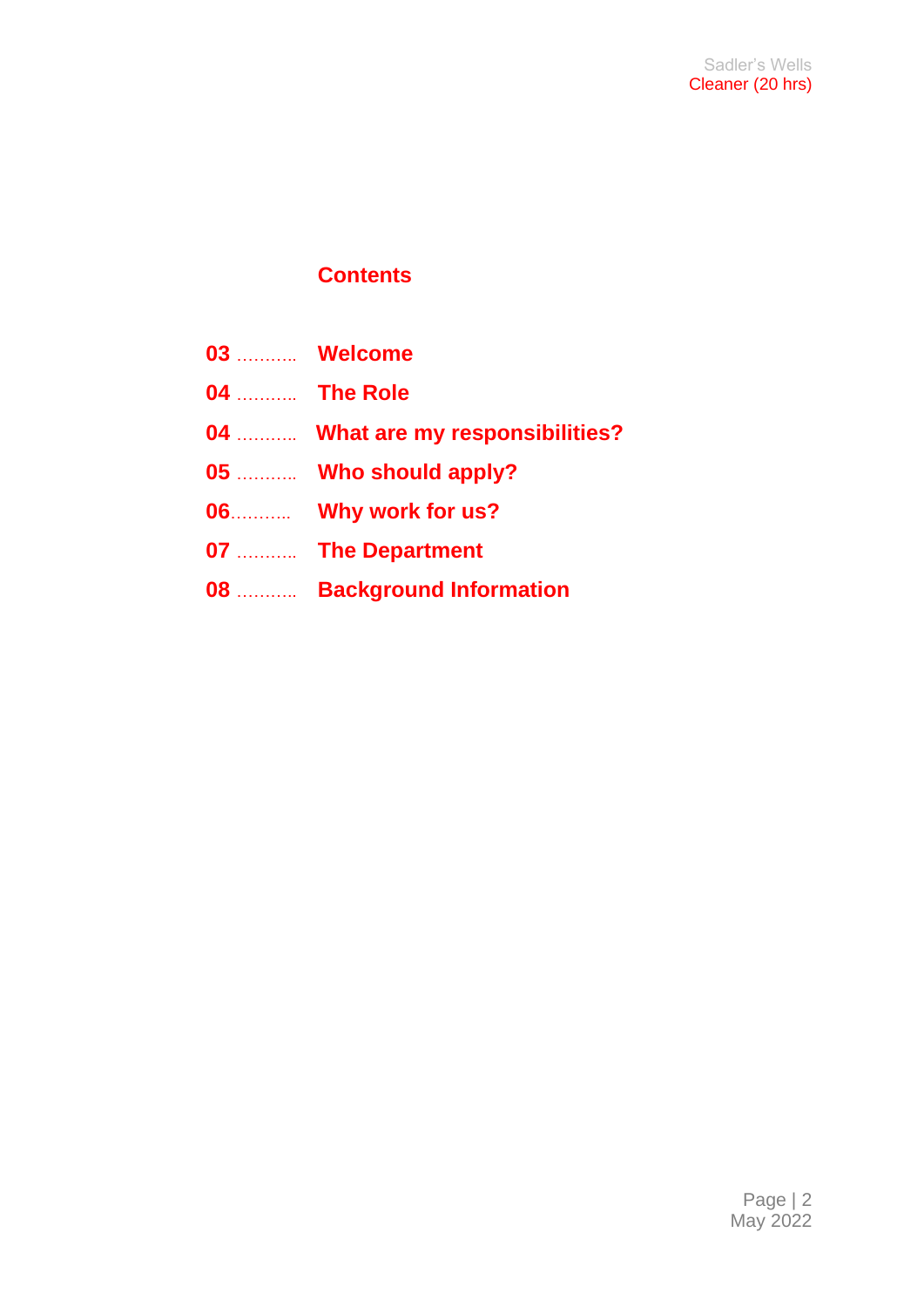## Contents

**03** ……….. **Welcome**

**04** ……….. **The Role**

**04** ……….. **What are my responsibilities?**

**05** ……….. **Who should apply?**

**06**……….. **Why work for us?**

**07** ……….. **The Department**

**08** ……….. **Background Information**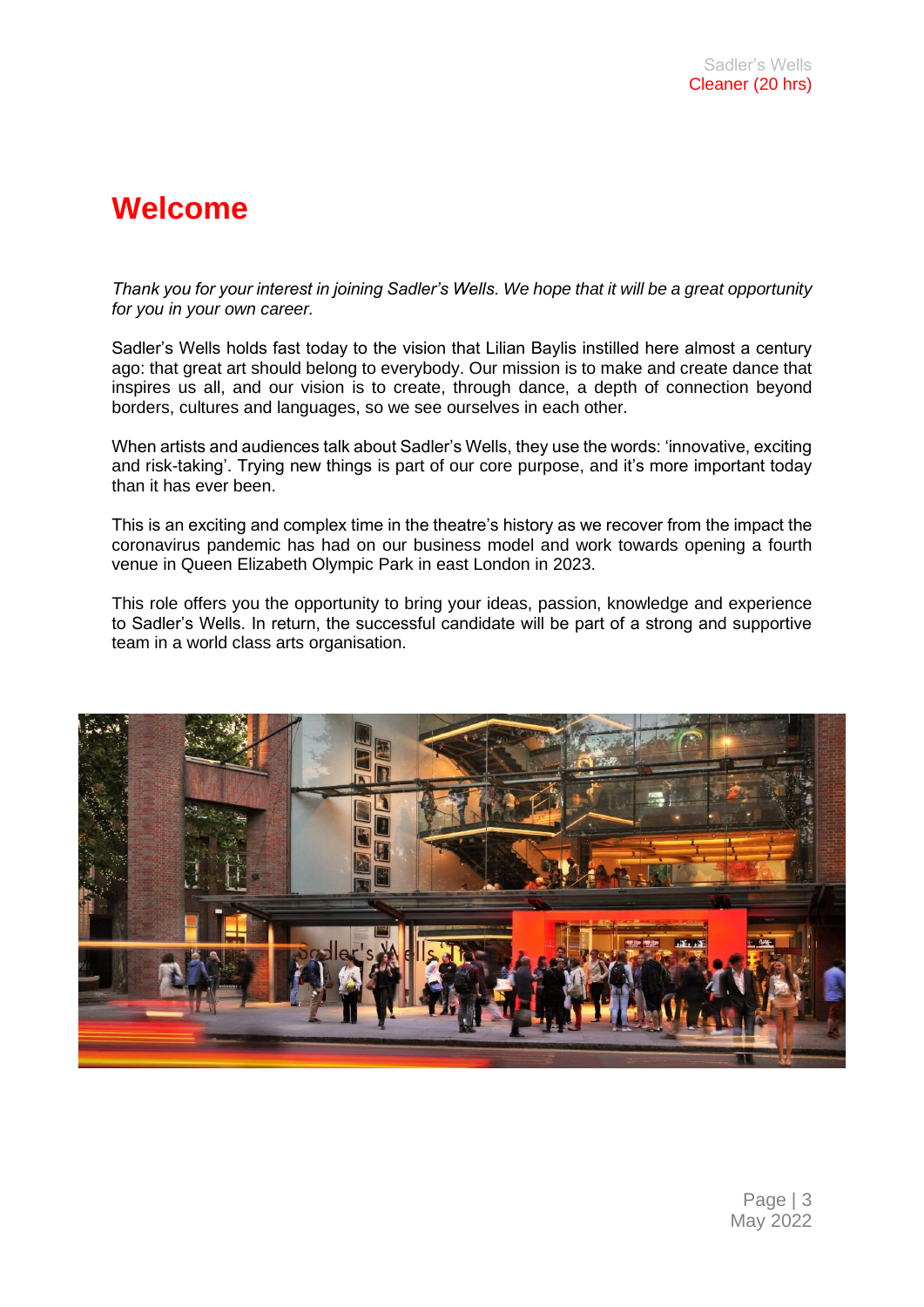# Welcome

*Thank you for your interest in joining Sadler's Wells. We hope that it will be a great opportunity for you in your own career.*

Sadler's Wells holds fast today to the vision that Lilian Baylis instilled here almost a century ago: that great art should belong to everybody. Our mission is to make and create dance that inspires us all, and our vision is to create, through dance, a depth of connection beyond borders, cultures and languages, so we see ourselves in each other.

When artists and audiences talk about Sadler's Wells, they use the words: 'innovative, exciting and risk-taking'. Trying new things is part of our core purpose, and it's more important today than it has ever been.

This is an exciting and complex time in the theatre's history as we recover from the impact the coronavirus pandemic has had on our business model and work towards opening a fourth venue in Queen Elizabeth Olympic Park in east London in 2023.

This role offers you the opportunity to bring your ideas, passion, knowledge and experience to Sadler's Wells. In return, the successful candidate will be part of a strong and supportive team in a world class arts organisation.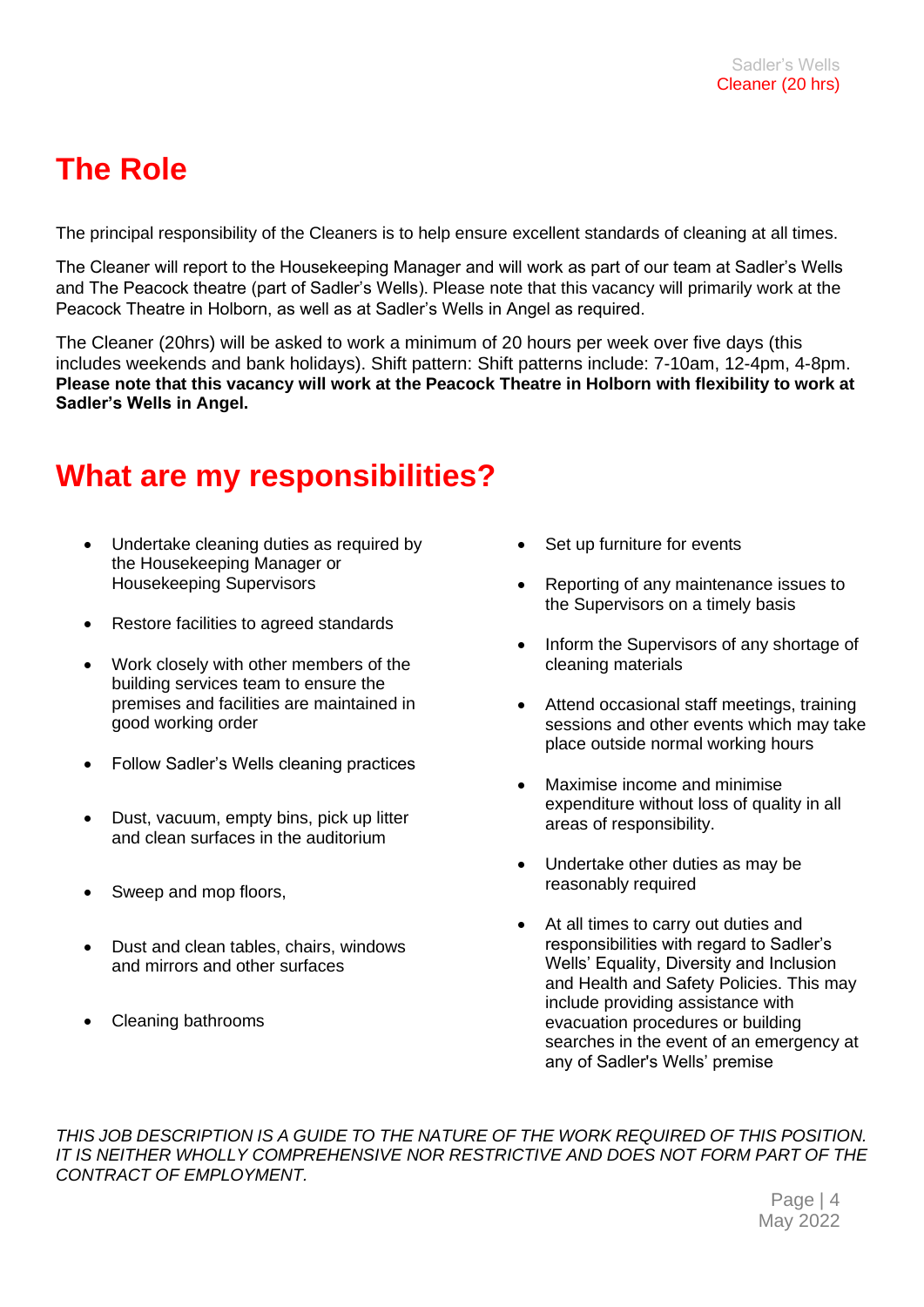# The Role

The principal responsibility of the Cleaners is to help ensure excellent standards of cleaning at all times.

The Cleaner will report to the Housekeeping Manager and will work as part of our team at Sadler's Wells and The Peacock theatre (part of Sadler's Wells). Please note that this vacancy will primarily work at the Peacock Theatre in Holborn, as well as at Sadler's Wells in Angel as required.

The Cleaner (20hrs) will be asked to work a minimum of 20 hours per week over five days (this includes weekends and bank holidays). Shift pattern: Shift patterns include: 7-10am, 12-4pm, 4-8pm. **Please note that this vacancy will work at the Peacock Theatre in Holborn with flexibility to work at Sadler's Wells in Angel.**

# What are my responsibilities?

- Undertake cleaning duties as required by the Housekeeping Manager or Housekeeping Supervisors
- Restore facilities to agreed standards
- Work closely with other members of the building services team to ensure the premises and facilities are maintained in good working order
- Follow Sadler's Wells cleaning practices
- Dust, vacuum, empty bins, pick up litter and clean surfaces in the auditorium
- Sweep and mop floors,
- Dust and clean tables, chairs, windows and mirrors and other surfaces
- Cleaning bathrooms
- Set up furniture for events
- Reporting of any maintenance issues to the Supervisors on a timely basis
- Inform the Supervisors of any shortage of cleaning materials
- Attend occasional staff meetings, training sessions and other events which may take place outside normal working hours
- Maximise income and minimise expenditure without loss of quality in all areas of responsibility.
- Undertake other duties as may be reasonably required
- At all times to carry out duties and responsibilities with regard to Sadler's Wells' Equality, Diversity and Inclusion and Health and Safety Policies. This may include providing assistance with evacuation procedures or building searches in the event of an emergency at any of Sadler's Wells' premise

*THIS JOB DESCRIPTION IS A GUIDE TO THE NATURE OF THE WORK REQUIRED OF THIS POSITION. IT IS NEITHER WHOLLY COMPREHENSIVE NOR RESTRICTIVE AND DOES NOT FORM PART OF THE CONTRACT OF EMPLOYMENT.*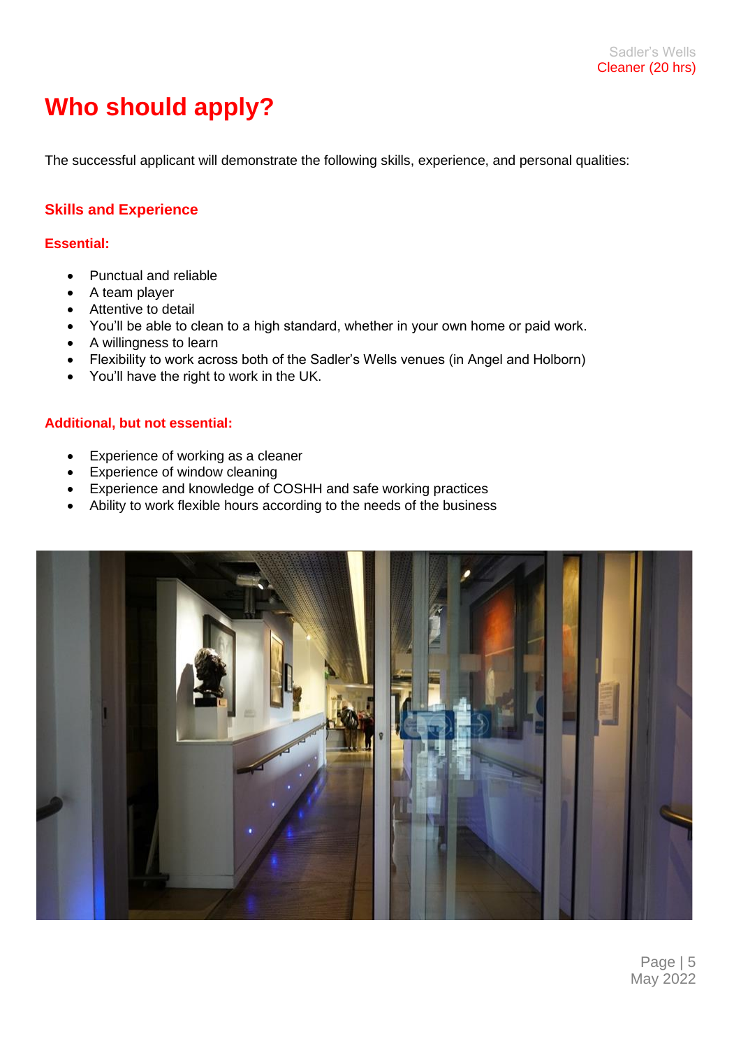# Who should apply?

The successful applicant will demonstrate the following skills, experience, and personal qualities:

## Skills and Experience

### Essential:

- Punctual and reliable
- A team player
- Attentive to detail
- You'll be able to clean to a high standard, whether in your own home or paid work.
- A willingness to learn
- Flexibility to work across both of the Sadler's Wells venues (in Angel and Holborn)
- You'll have the right to work in the UK.

### Additional, but not essential:

- Experience of working as a cleaner
- Experience of window cleaning
- Experience and knowledge of COSHH and safe working practices
- Ability to work flexible hours according to the needs of the business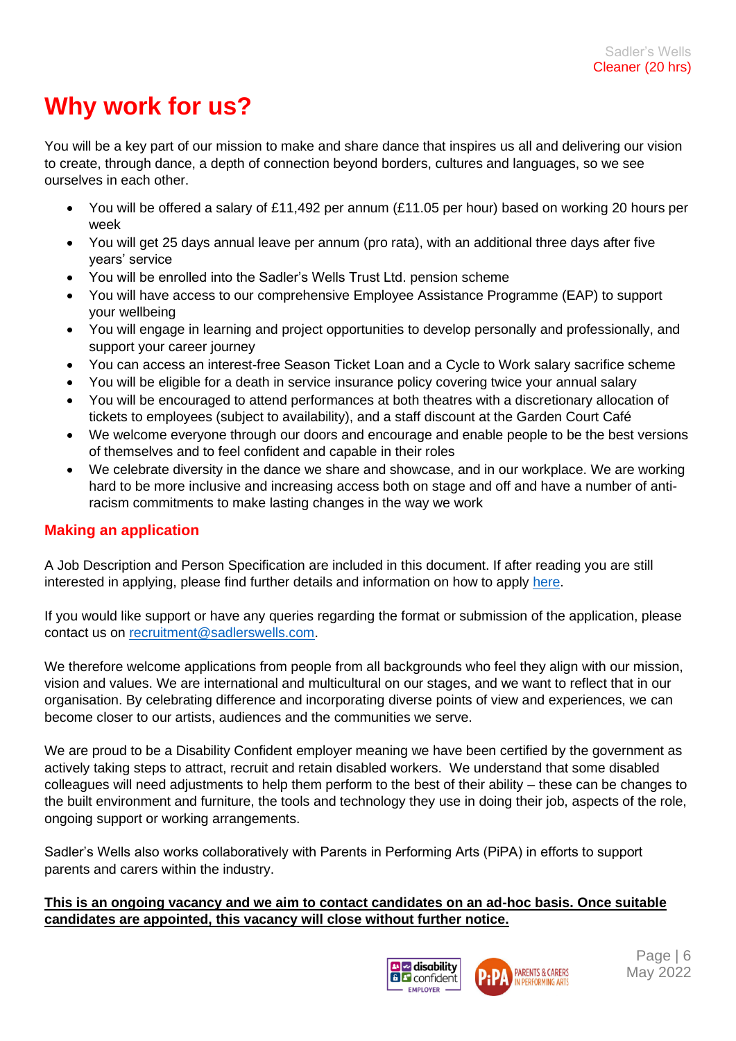# Why work for us?

You will be a key part of our mission to make and share dance that inspires us all and delivering our vision to create, through dance, a depth of connection beyond borders, cultures and languages, so we see ourselves in each other.

- You will be offered a salary of £11,492 per annum (£11.05 per hour) based on working 20 hours per week
- You will get 25 days annual leave per annum (pro rata), with an additional three days after five years' service
- You will be enrolled into the Sadler's Wells Trust Ltd. pension scheme
- You will have access to our comprehensive Employee Assistance Programme (EAP) to support your wellbeing
- You will engage in learning and project opportunities to develop personally and professionally, and support your career journey
- You can access an interest-free Season Ticket Loan and a Cycle to Work salary sacrifice scheme
- You will be eligible for a death in service insurance policy covering twice your annual salary
- You will be encouraged to attend performances at both theatres with a discretionary allocation of tickets to employees (subject to availability), and a staff discount at the Garden Court Café
- We welcome everyone through our doors and encourage and enable people to be the best versions of themselves and to feel confident and capable in their roles
- We celebrate diversity in the dance we share and showcase, and in our workplace. We are working hard to be more inclusive and increasing access both on stage and off and have a number of anti-racism commitments to make lasting changes in the way we work

## Making an application

A Job Description and Person Specification are included in this document. If after reading you are still interested in applying, please find further details and information on how to apply here.

If you would like support or have any queries regarding the format or submission of the application, please contact us on recruitment@sadlerswells.com.

We therefore welcome applications from people from all backgrounds who feel they align with our mission, vision and values. We are international and multicultural on our stages, and we want to reflect that in our organisation. By celebrating difference and incorporating diverse points of view and experiences, we can become closer to our artists, audiences and the communities we serve.

We are proud to be a Disability Confident employer meaning we have been certified by the government as actively taking steps to attract, recruit and retain disabled workers. We understand that some disabled colleagues will need adjustments to help them perform to the best of their ability – these can be changes to the built environment and furniture, the tools and technology they use in doing their job, aspects of the role, ongoing support or working arrangements.

Sadler's Wells also works collaboratively with Parents in Performing Arts (PiPA) in efforts to support parents and carers within the industry.

**This is an ongoing vacancy and we aim to contact candidates on an ad-hoc basis. Once suitable candidates are appointed, this vacancy will close without further notice.**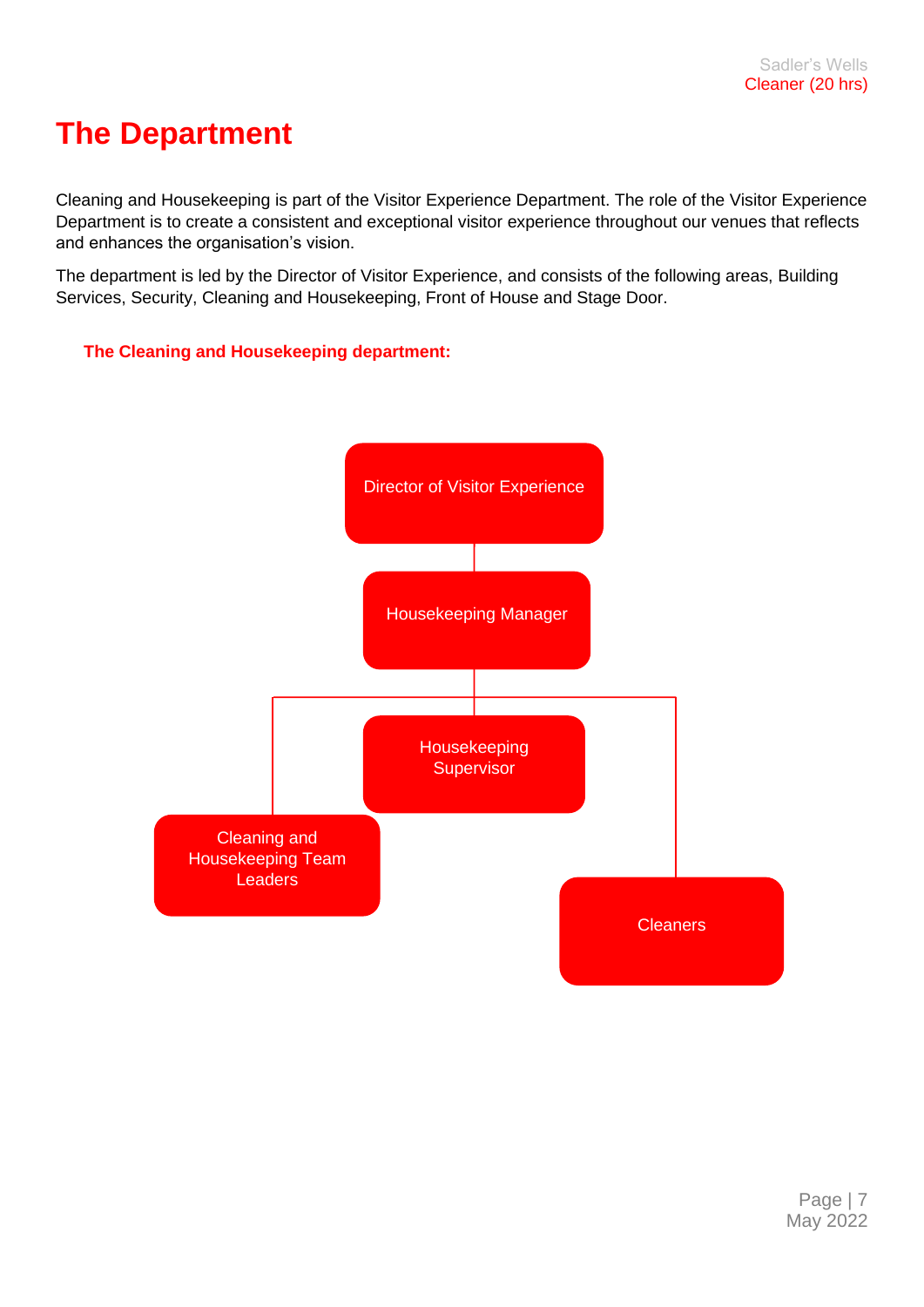# The Department

Cleaning and Housekeeping is part of the Visitor Experience Department. The role of the Visitor Experience Department is to create a consistent and exceptional visitor experience throughout our venues that reflects and enhances the organisation's vision.

The department is led by the Director of Visitor Experience, and consists of the following areas, Building Services, Security, Cleaning and Housekeeping, Front of House and Stage Door.

**The Cleaning and Housekeeping department:**

- Director of Visitor Experience
  - Housekeeping Manager
    - Housekeeping Supervisor
    - Cleaning and Housekeeping Team Leaders
    - Cleaners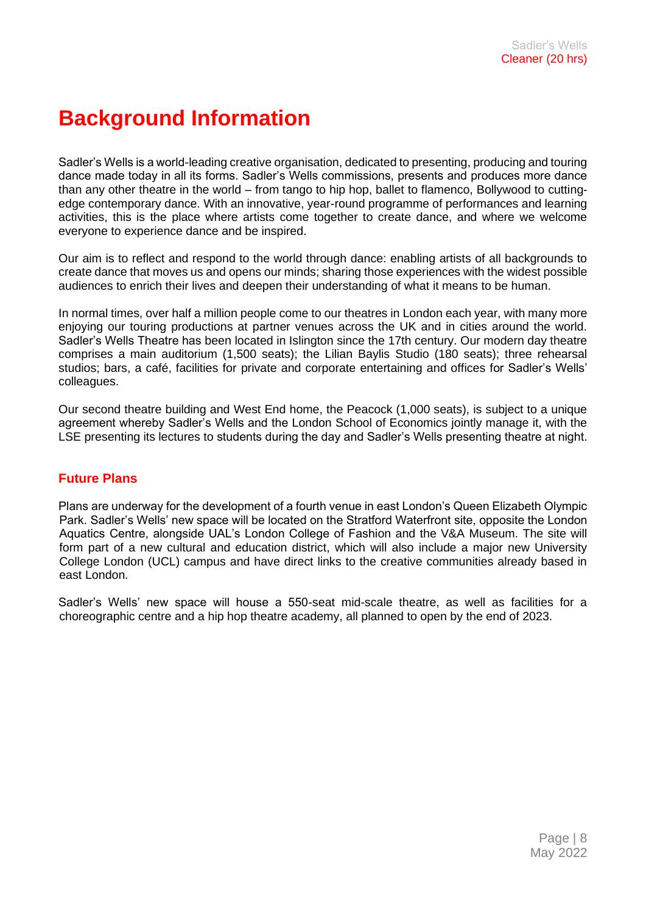# Background Information

Sadler's Wells is a world-leading creative organisation, dedicated to presenting, producing and touring dance made today in all its forms. Sadler's Wells commissions, presents and produces more dance than any other theatre in the world – from tango to hip hop, ballet to flamenco, Bollywood to cutting-edge contemporary dance. With an innovative, year-round programme of performances and learning activities, this is the place where artists come together to create dance, and where we welcome everyone to experience dance and be inspired.

Our aim is to reflect and respond to the world through dance: enabling artists of all backgrounds to create dance that moves us and opens our minds; sharing those experiences with the widest possible audiences to enrich their lives and deepen their understanding of what it means to be human.

In normal times, over half a million people come to our theatres in London each year, with many more enjoying our touring productions at partner venues across the UK and in cities around the world. Sadler's Wells Theatre has been located in Islington since the 17th century. Our modern day theatre comprises a main auditorium (1,500 seats); the Lilian Baylis Studio (180 seats); three rehearsal studios; bars, a café, facilities for private and corporate entertaining and offices for Sadler's Wells' colleagues.

Our second theatre building and West End home, the Peacock (1,000 seats), is subject to a unique agreement whereby Sadler's Wells and the London School of Economics jointly manage it, with the LSE presenting its lectures to students during the day and Sadler's Wells presenting theatre at night.

## Future Plans

Plans are underway for the development of a fourth venue in east London's Queen Elizabeth Olympic Park. Sadler's Wells' new space will be located on the Stratford Waterfront site, opposite the London Aquatics Centre, alongside UAL's London College of Fashion and the V&A Museum. The site will form part of a new cultural and education district, which will also include a major new University College London (UCL) campus and have direct links to the creative communities already based in east London.

Sadler's Wells' new space will house a 550-seat mid-scale theatre, as well as facilities for a choreographic centre and a hip hop theatre academy, all planned to open by the end of 2023.